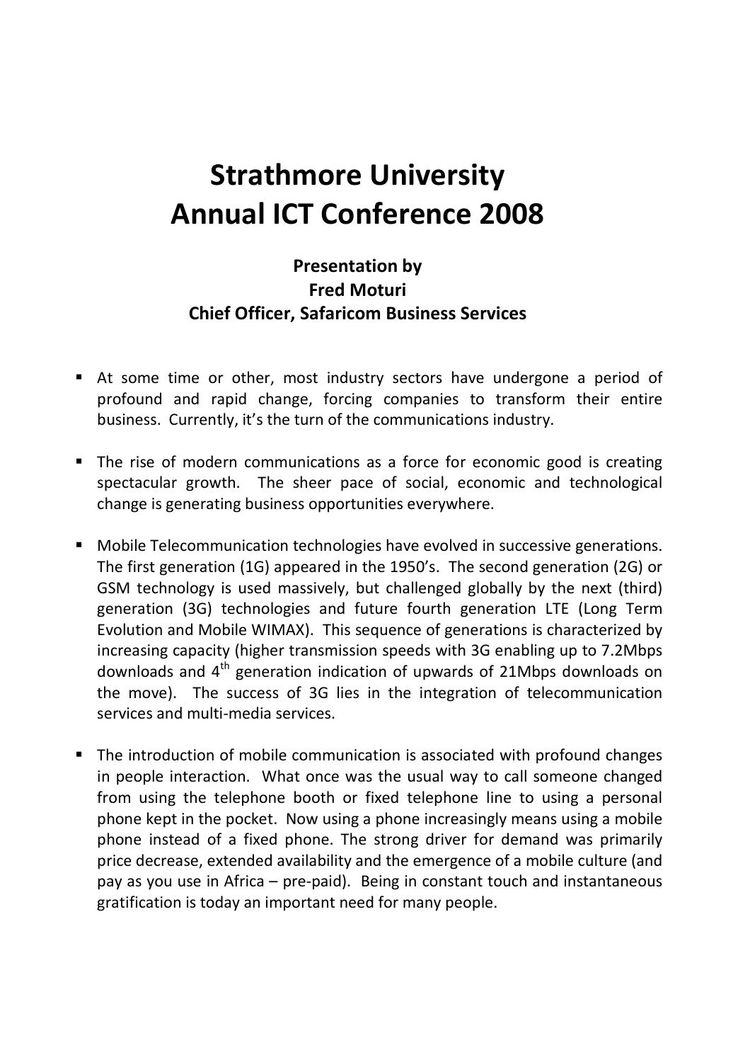# Strathmore University Annual ICT Conference 2008

### Presentation by Fred Moturi Chief Officer, Safaricom Business Services

- At some time or other, most industry sectors have undergone a period of profound and rapid change, forcing companies to transform their entire business. Currently, it's the turn of the communications industry.

- The rise of modern communications as a force for economic good is creating spectacular growth. The sheer pace of social, economic and technological change is generating business opportunities everywhere.

- Mobile Telecommunication technologies have evolved in successive generations. The first generation (1G) appeared in the 1950's. The second generation (2G) or GSM technology is used massively, but challenged globally by the next (third) generation (3G) technologies and future fourth generation LTE (Long Term Evolution and Mobile WIMAX). This sequence of generations is characterized by increasing capacity (higher transmission speeds with 3G enabling up to 7.2Mbps downloads and 4$^{th}$ generation indication of upwards of 21Mbps downloads on the move). The success of 3G lies in the integration of telecommunication services and multi-media services.

- The introduction of mobile communication is associated with profound changes in people interaction. What once was the usual way to call someone changed from using the telephone booth or fixed telephone line to using a personal phone kept in the pocket. Now using a phone increasingly means using a mobile phone instead of a fixed phone. The strong driver for demand was primarily price decrease, extended availability and the emergence of a mobile culture (and pay as you use in Africa – pre-paid). Being in constant touch and instantaneous gratification is today an important need for many people.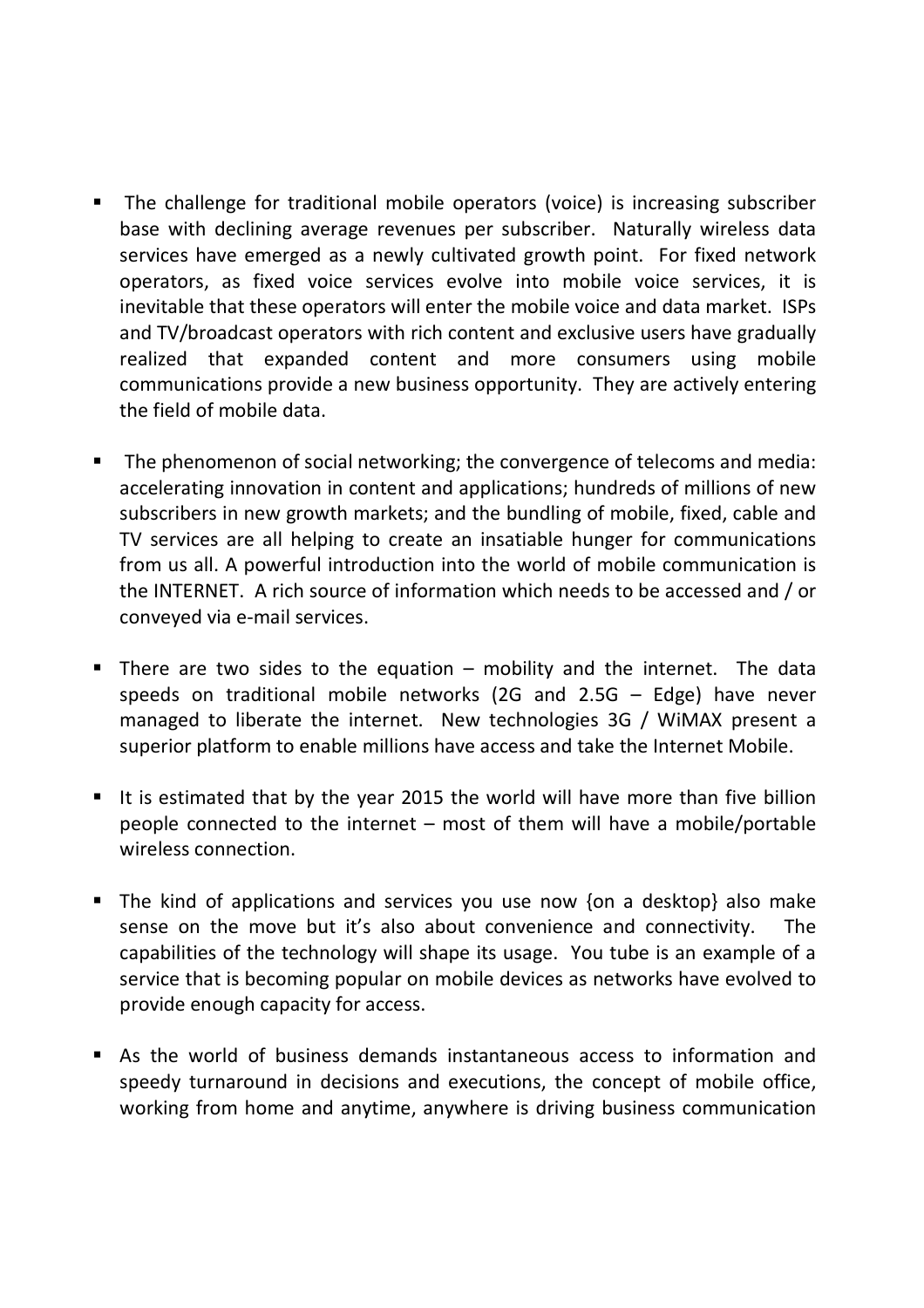- The challenge for traditional mobile operators (voice) is increasing subscriber base with declining average revenues per subscriber. Naturally wireless data services have emerged as a newly cultivated growth point. For fixed network operators, as fixed voice services evolve into mobile voice services, it is inevitable that these operators will enter the mobile voice and data market. ISPs and TV/broadcast operators with rich content and exclusive users have gradually realized that expanded content and more consumers using mobile communications provide a new business opportunity. They are actively entering the field of mobile data.

- The phenomenon of social networking; the convergence of telecoms and media: accelerating innovation in content and applications; hundreds of millions of new subscribers in new growth markets; and the bundling of mobile, fixed, cable and TV services are all helping to create an insatiable hunger for communications from us all. A powerful introduction into the world of mobile communication is the INTERNET. A rich source of information which needs to be accessed and / or conveyed via e-mail services.

- There are two sides to the equation – mobility and the internet. The data speeds on traditional mobile networks (2G and 2.5G – Edge) have never managed to liberate the internet. New technologies 3G / WiMAX present a superior platform to enable millions have access and take the Internet Mobile.

- It is estimated that by the year 2015 the world will have more than five billion people connected to the internet – most of them will have a mobile/portable wireless connection.

- The kind of applications and services you use now {on a desktop} also make sense on the move but it's also about convenience and connectivity. The capabilities of the technology will shape its usage. You tube is an example of a service that is becoming popular on mobile devices as networks have evolved to provide enough capacity for access.

- As the world of business demands instantaneous access to information and speedy turnaround in decisions and executions, the concept of mobile office, working from home and anytime, anywhere is driving business communication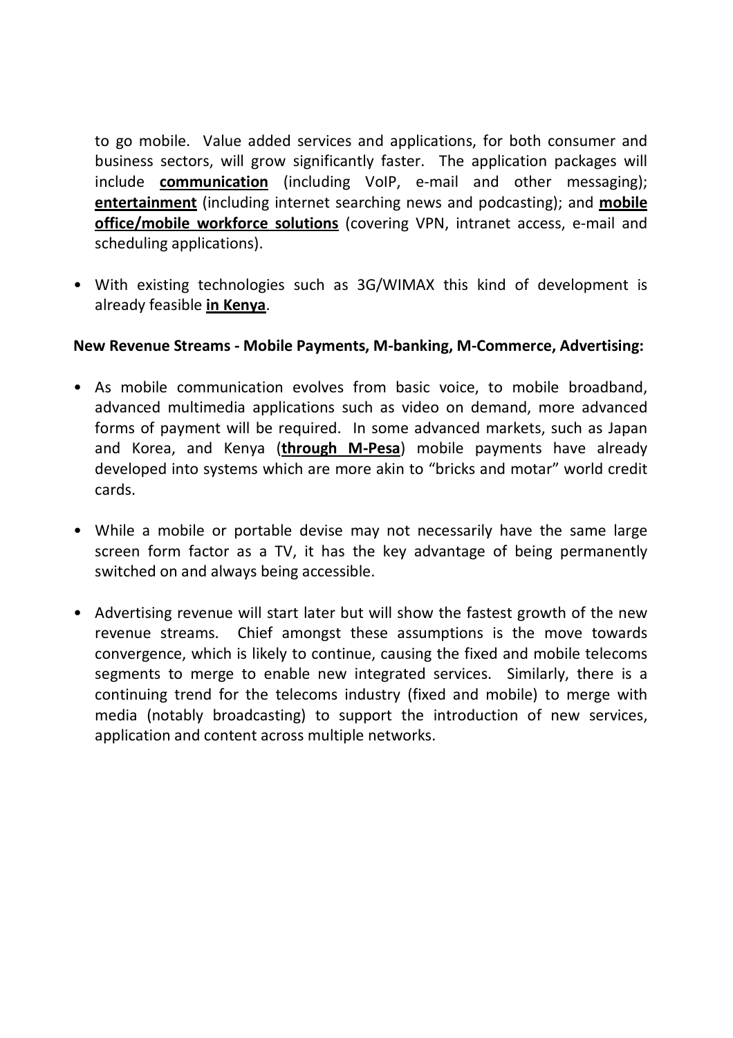to go mobile. Value added services and applications, for both consumer and business sectors, will grow significantly faster. The application packages will include **communication** (including VoIP, e-mail and other messaging); **entertainment** (including internet searching news and podcasting); and **mobile office/mobile workforce solutions** (covering VPN, intranet access, e-mail and scheduling applications).

- With existing technologies such as 3G/WIMAX this kind of development is already feasible **in Kenya**.

**New Revenue Streams - Mobile Payments, M-banking, M-Commerce, Advertising:**

- As mobile communication evolves from basic voice, to mobile broadband, advanced multimedia applications such as video on demand, more advanced forms of payment will be required. In some advanced markets, such as Japan and Korea, and Kenya (**through M-Pesa**) mobile payments have already developed into systems which are more akin to "bricks and motar" world credit cards.

- While a mobile or portable devise may not necessarily have the same large screen form factor as a TV, it has the key advantage of being permanently switched on and always being accessible.

- Advertising revenue will start later but will show the fastest growth of the new revenue streams. Chief amongst these assumptions is the move towards convergence, which is likely to continue, causing the fixed and mobile telecoms segments to merge to enable new integrated services. Similarly, there is a continuing trend for the telecoms industry (fixed and mobile) to merge with media (notably broadcasting) to support the introduction of new services, application and content across multiple networks.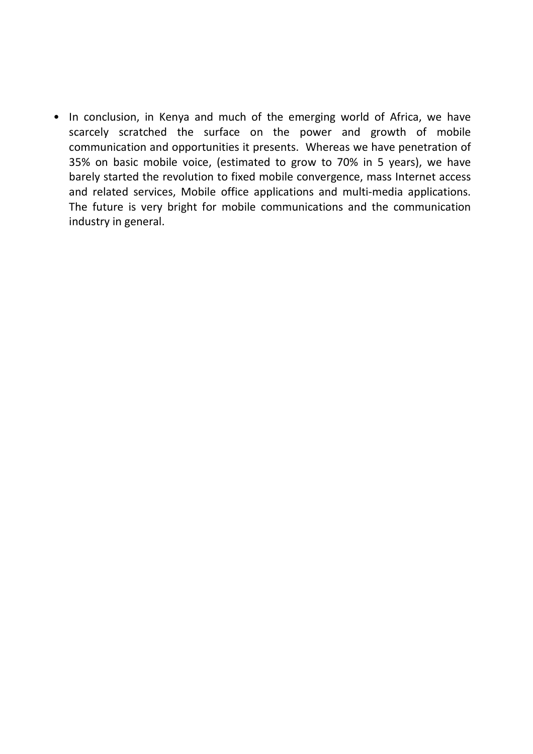- In conclusion, in Kenya and much of the emerging world of Africa, we have scarcely scratched the surface on the power and growth of mobile communication and opportunities it presents. Whereas we have penetration of 35% on basic mobile voice, (estimated to grow to 70% in 5 years), we have barely started the revolution to fixed mobile convergence, mass Internet access and related services, Mobile office applications and multi-media applications. The future is very bright for mobile communications and the communication industry in general.